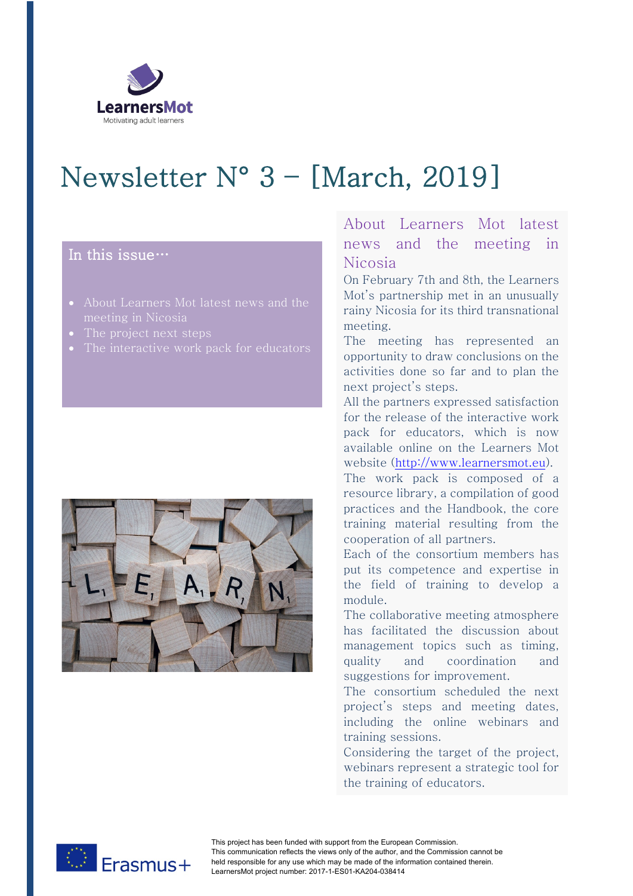LearnersMot

Motivating adult learners

# Newsletter N° 3 – [March, 2019]

## In this issue…

- About Learners Mot latest news and the meeting in Nicosia
- The project next steps
- The interactive work pack for educators

## About Learners Mot latest news and the meeting in Nicosia

On February 7th and 8th, the Learners Mot's partnership met in an unusually rainy Nicosia for its third transnational meeting.

The meeting has represented an opportunity to draw conclusions on the activities done so far and to plan the next project's steps.

All the partners expressed satisfaction for the release of the interactive work pack for educators, which is now available online on the Learners Mot website (http://www.learnersmot.eu).

The work pack is composed of a resource library, a compilation of good practices and the Handbook, the core training material resulting from the cooperation of all partners.

Each of the consortium members has put its competence and expertise in the field of training to develop a module.

The collaborative meeting atmosphere has facilitated the discussion about management topics such as timing, quality and coordination and suggestions for improvement.

The consortium scheduled the next project's steps and meeting dates, including the online webinars and training sessions.

Considering the target of the project, webinars represent a strategic tool for the training of educators.

Erasmus+

This project has been funded with support from the European Commission.
This communication reflects the views only of the author, and the Commission cannot be held responsible for any use which may be made of the information contained therein.
LearnersMot project number: 2017-1-ES01-KA204-038414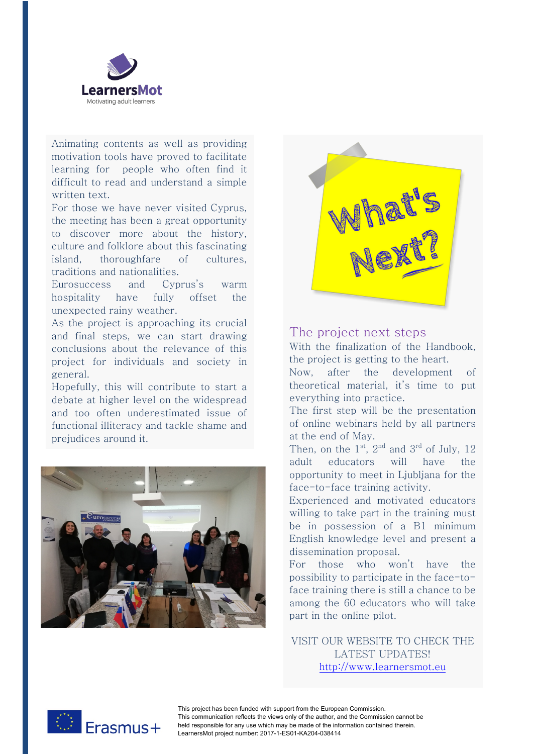LearnersMot

Motivating adult learners

Animating contents as well as providing motivation tools have proved to facilitate learning for people who often find it difficult to read and understand a simple written text.

For those we have never visited Cyprus, the meeting has been a great opportunity to discover more about the history, culture and folklore about this fascinating island, thoroughfare of cultures, traditions and nationalities.

Eurosuccess and Cyprus's warm hospitality have fully offset the unexpected rainy weather.

As the project is approaching its crucial and final steps, we can start drawing conclusions about the relevance of this project for individuals and society in general.

Hopefully, this will contribute to start a debate at higher level on the widespread and too often underestimated issue of functional illiteracy and tackle shame and prejudices around it.

## The project next steps

With the finalization of the Handbook, the project is getting to the heart.

Now, after the development of theoretical material, it's time to put everything into practice.

The first step will be the presentation of online webinars held by all partners at the end of May.

Then, on the 1st, 2nd and 3rd of July, 12 adult educators will have the opportunity to meet in Ljubljana for the face-to-face training activity.

Experienced and motivated educators willing to take part in the training must be in possession of a B1 minimum English knowledge level and present a dissemination proposal.

For those who won't have the possibility to participate in the face-to-face training there is still a chance to be among the 60 educators who will take part in the online pilot.

VISIT OUR WEBSITE TO CHECK THE LATEST UPDATES!
http://www.learnersmot.eu

Erasmus+

This project has been funded with support from the European Commission.
This communication reflects the views only of the author, and the Commission cannot be held responsible for any use which may be made of the information contained therein.
LearnersMot project number: 2017-1-ES01-KA204-038414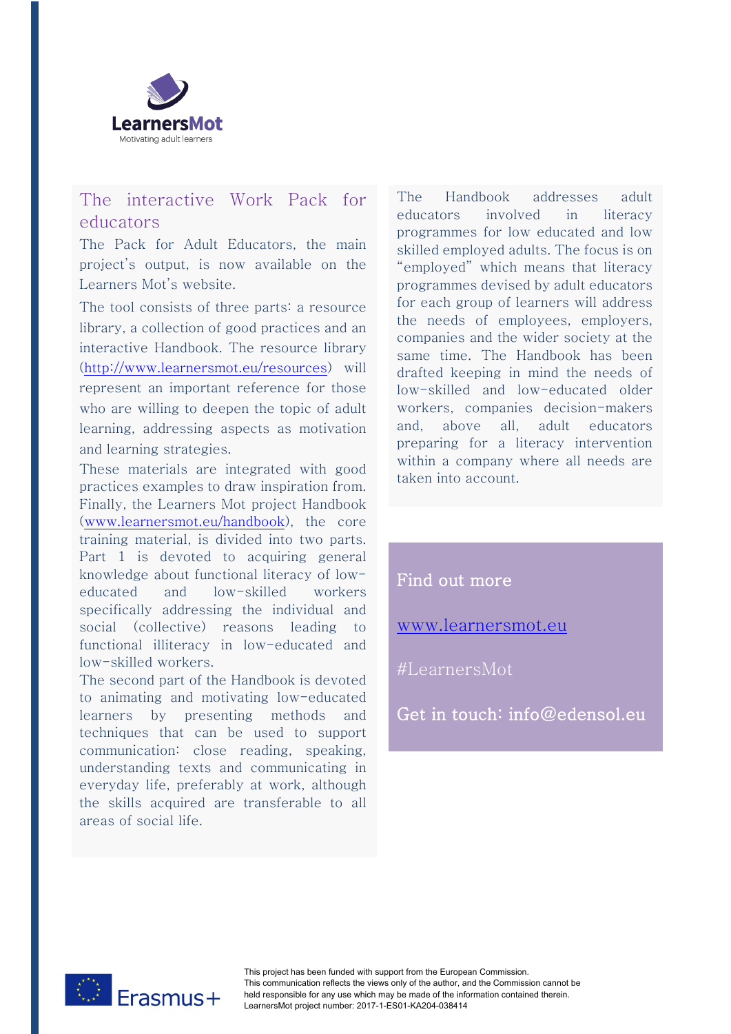LearnersMot
Motivating adult learners

## The interactive Work Pack for educators

The Pack for Adult Educators, the main project's output, is now available on the Learners Mot's website.

The tool consists of three parts: a resource library, a collection of good practices and an interactive Handbook. The resource library (http://www.learnersmot.eu/resources) will represent an important reference for those who are willing to deepen the topic of adult learning, addressing aspects as motivation and learning strategies.

These materials are integrated with good practices examples to draw inspiration from. Finally, the Learners Mot project Handbook (www.learnersmot.eu/handbook), the core training material, is divided into two parts. Part 1 is devoted to acquiring general knowledge about functional literacy of low-educated and low-skilled workers specifically addressing the individual and social (collective) reasons leading to functional illiteracy in low-educated and low-skilled workers.

The second part of the Handbook is devoted to animating and motivating low-educated learners by presenting methods and techniques that can be used to support communication: close reading, speaking, understanding texts and communicating in everyday life, preferably at work, although the skills acquired are transferable to all areas of social life.

The Handbook addresses adult educators involved in literacy programmes for low educated and low skilled employed adults. The focus is on "employed" which means that literacy programmes devised by adult educators for each group of learners will address the needs of employees, employers, companies and the wider society at the same time. The Handbook has been drafted keeping in mind the needs of low-skilled and low-educated older workers, companies decision-makers and, above all, adult educators preparing for a literacy intervention within a company where all needs are taken into account.

Find out more

www.learnersmot.eu

#LearnersMot

Get in touch: info@edensol.eu

Erasmus+

This project has been funded with support from the European Commission.
This communication reflects the views only of the author, and the Commission cannot be held responsible for any use which may be made of the information contained therein.
LearnersMot project number: 2017-1-ES01-KA204-038414